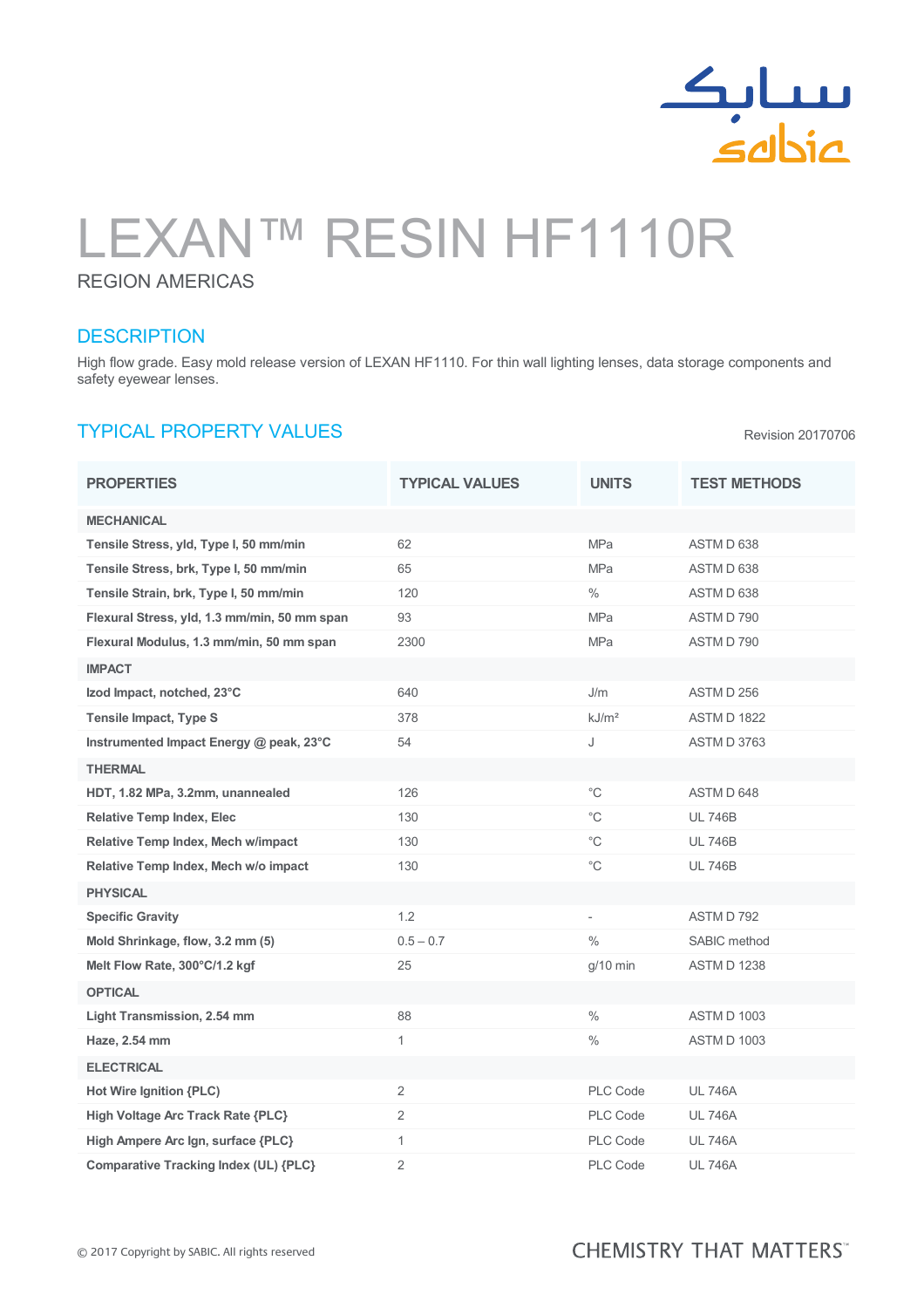# LEXAN™ RESIN HF1110R

REGION AMERICAS

## DESCRIPTION

High flow grade. Easy mold release version of LEXAN HF1110. For thin wall lighting lenses, data storage components and safety eyewear lenses.

## TYPICAL PROPERTY VALUES

Revision 20170706

| PROPERTIES | TYPICAL VALUES | UNITS | TEST METHODS |
|---|---|---|---|
| **MECHANICAL** | | | |
| **Tensile Stress, yld, Type I, 50 mm/min** | 62 | MPa | ASTM D 638 |
| **Tensile Stress, brk, Type I, 50 mm/min** | 65 | MPa | ASTM D 638 |
| **Tensile Strain, brk, Type I, 50 mm/min** | 120 | % | ASTM D 638 |
| **Flexural Stress, yld, 1.3 mm/min, 50 mm span** | 93 | MPa | ASTM D 790 |
| **Flexural Modulus, 1.3 mm/min, 50 mm span** | 2300 | MPa | ASTM D 790 |
| **IMPACT** | | | |
| **Izod Impact, notched, 23°C** | 640 | J/m | ASTM D 256 |
| **Tensile Impact, Type S** | 378 | kJ/m² | ASTM D 1822 |
| **Instrumented Impact Energy @ peak, 23°C** | 54 | J | ASTM D 3763 |
| **THERMAL** | | | |
| **HDT, 1.82 MPa, 3.2mm, unannealed** | 126 | °C | ASTM D 648 |
| **Relative Temp Index, Elec** | 130 | °C | UL 746B |
| **Relative Temp Index, Mech w/impact** | 130 | °C | UL 746B |
| **Relative Temp Index, Mech w/o impact** | 130 | °C | UL 746B |
| **PHYSICAL** | | | |
| **Specific Gravity** | 1.2 | - | ASTM D 792 |
| **Mold Shrinkage, flow, 3.2 mm (5)** | 0.5 – 0.7 | % | SABIC method |
| **Melt Flow Rate, 300°C/1.2 kgf** | 25 | g/10 min | ASTM D 1238 |
| **OPTICAL** | | | |
| **Light Transmission, 2.54 mm** | 88 | % | ASTM D 1003 |
| **Haze, 2.54 mm** | 1 | % | ASTM D 1003 |
| **ELECTRICAL** | | | |
| **Hot Wire Ignition {PLC}** | 2 | PLC Code | UL 746A |
| **High Voltage Arc Track Rate {PLC}** | 2 | PLC Code | UL 746A |
| **High Ampere Arc Ign, surface {PLC}** | 1 | PLC Code | UL 746A |
| **Comparative Tracking Index (UL) {PLC}** | 2 | PLC Code | UL 746A |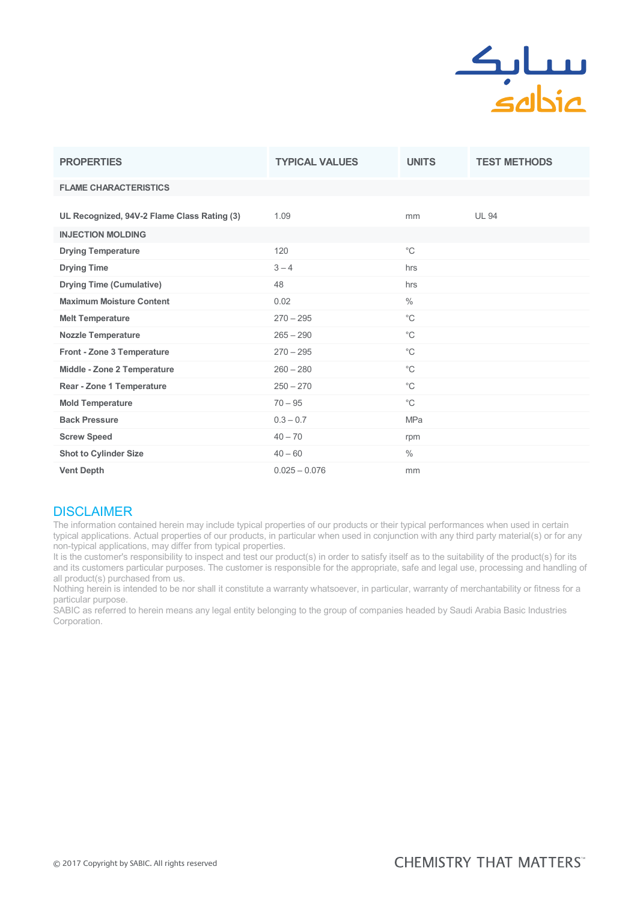| PROPERTIES | TYPICAL VALUES | UNITS | TEST METHODS |
|---|---|---|---|
| **FLAME CHARACTERISTICS** | | | |
| **UL Recognized, 94V-2 Flame Class Rating (3)** | 1.09 | mm | UL 94 |
| **INJECTION MOLDING** | | | |
| **Drying Temperature** | 120 | °C | |
| **Drying Time** | 3 – 4 | hrs | |
| **Drying Time (Cumulative)** | 48 | hrs | |
| **Maximum Moisture Content** | 0.02 | % | |
| **Melt Temperature** | 270 – 295 | °C | |
| **Nozzle Temperature** | 265 – 290 | °C | |
| **Front - Zone 3 Temperature** | 270 – 295 | °C | |
| **Middle - Zone 2 Temperature** | 260 – 280 | °C | |
| **Rear - Zone 1 Temperature** | 250 – 270 | °C | |
| **Mold Temperature** | 70 – 95 | °C | |
| **Back Pressure** | 0.3 – 0.7 | MPa | |
| **Screw Speed** | 40 – 70 | rpm | |
| **Shot to Cylinder Size** | 40 – 60 | % | |
| **Vent Depth** | 0.025 – 0.076 | mm | |

## DISCLAIMER

The information contained herein may include typical properties of our products or their typical performances when used in certain typical applications. Actual properties of our products, in particular when used in conjunction with any third party material(s) or for any non-typical applications, may differ from typical properties.
It is the customer's responsibility to inspect and test our product(s) in order to satisfy itself as to the suitability of the product(s) for its and its customers particular purposes. The customer is responsible for the appropriate, safe and legal use, processing and handling of all product(s) purchased from us.
Nothing herein is intended to be nor shall it constitute a warranty whatsoever, in particular, warranty of merchantability or fitness for a particular purpose.
SABIC as referred to herein means any legal entity belonging to the group of companies headed by Saudi Arabia Basic Industries Corporation.

© 2017 Copyright by SABIC. All rights reserved

CHEMISTRY THAT MATTERS™